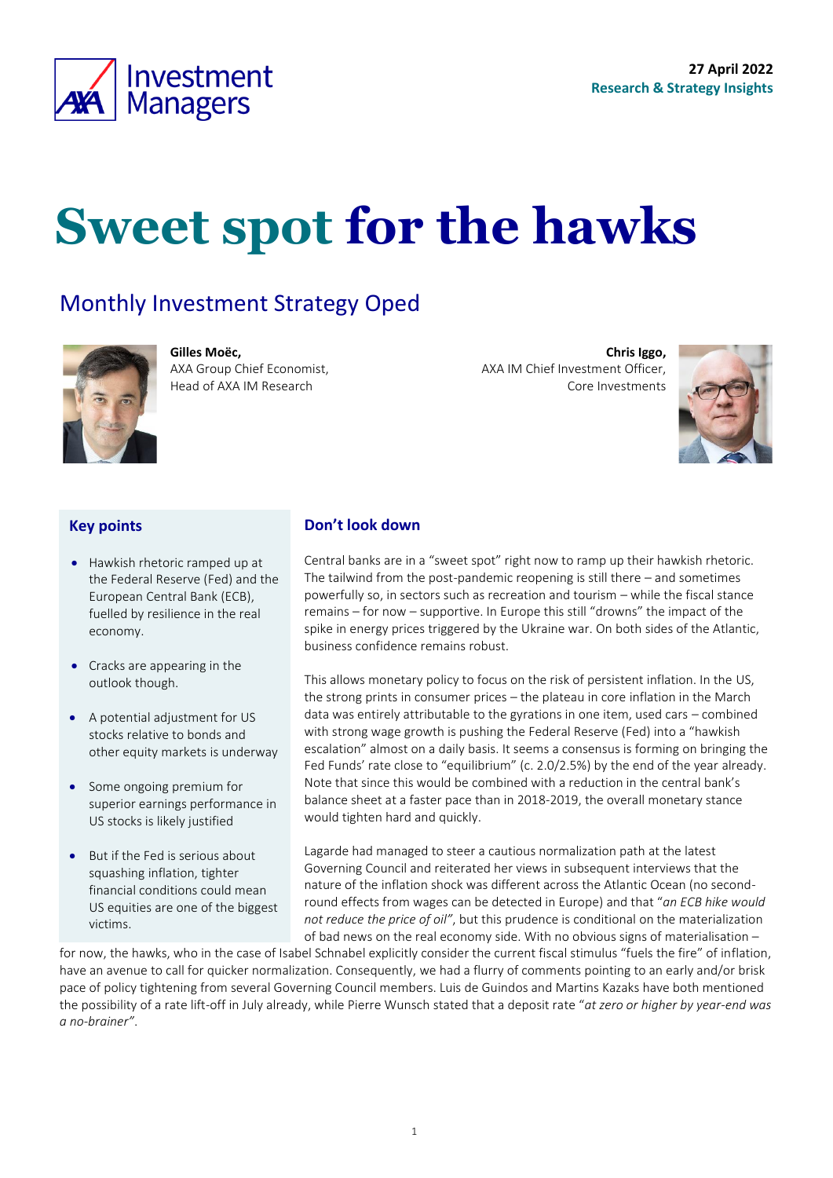27 April 2022

Research & Strategy Insights

# Sweet spot for the hawks

## Monthly Investment Strategy Oped

**Gilles Moëc,**
AXA Group Chief Economist,
Head of AXA IM Research

**Chris Iggo,**
AXA IM Chief Investment Officer,
Core Investments

### Key points

- Hawkish rhetoric ramped up at the Federal Reserve (Fed) and the European Central Bank (ECB), fuelled by resilience in the real economy.
- Cracks are appearing in the outlook though.
- A potential adjustment for US stocks relative to bonds and other equity markets is underway
- Some ongoing premium for superior earnings performance in US stocks is likely justified
- But if the Fed is serious about squashing inflation, tighter financial conditions could mean US equities are one of the biggest victims.

### Don't look down

Central banks are in a "sweet spot" right now to ramp up their hawkish rhetoric. The tailwind from the post-pandemic reopening is still there – and sometimes powerfully so, in sectors such as recreation and tourism – while the fiscal stance remains – for now – supportive. In Europe this still "drowns" the impact of the spike in energy prices triggered by the Ukraine war. On both sides of the Atlantic, business confidence remains robust.

This allows monetary policy to focus on the risk of persistent inflation. In the US, the strong prints in consumer prices – the plateau in core inflation in the March data was entirely attributable to the gyrations in one item, used cars – combined with strong wage growth is pushing the Federal Reserve (Fed) into a "hawkish escalation" almost on a daily basis. It seems a consensus is forming on bringing the Fed Funds' rate close to "equilibrium" (c. 2.0/2.5%) by the end of the year already. Note that since this would be combined with a reduction in the central bank's balance sheet at a faster pace than in 2018-2019, the overall monetary stance would tighten hard and quickly.

Lagarde had managed to steer a cautious normalization path at the latest Governing Council and reiterated her views in subsequent interviews that the nature of the inflation shock was different across the Atlantic Ocean (no second-round effects from wages can be detected in Europe) and that "*an ECB hike would not reduce the price of oil*", but this prudence is conditional on the materialization of bad news on the real economy side. With no obvious signs of materialisation – for now, the hawks, who in the case of Isabel Schnabel explicitly consider the current fiscal stimulus "fuels the fire" of inflation, have an avenue to call for quicker normalization. Consequently, we had a flurry of comments pointing to an early and/or brisk pace of policy tightening from several Governing Council members. Luis de Guindos and Martins Kazaks have both mentioned the possibility of a rate lift-off in July already, while Pierre Wunsch stated that a deposit rate "*at zero or higher by year-end was a no-brainer*".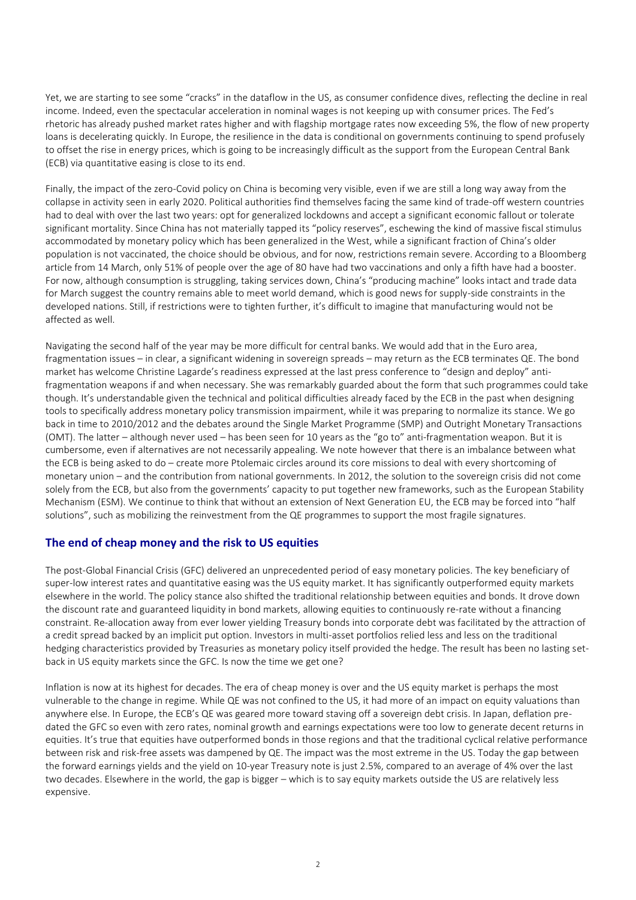Yet, we are starting to see some "cracks" in the dataflow in the US, as consumer confidence dives, reflecting the decline in real income. Indeed, even the spectacular acceleration in nominal wages is not keeping up with consumer prices. The Fed's rhetoric has already pushed market rates higher and with flagship mortgage rates now exceeding 5%, the flow of new property loans is decelerating quickly. In Europe, the resilience in the data is conditional on governments continuing to spend profusely to offset the rise in energy prices, which is going to be increasingly difficult as the support from the European Central Bank (ECB) via quantitative easing is close to its end.

Finally, the impact of the zero-Covid policy on China is becoming very visible, even if we are still a long way away from the collapse in activity seen in early 2020. Political authorities find themselves facing the same kind of trade-off western countries had to deal with over the last two years: opt for generalized lockdowns and accept a significant economic fallout or tolerate significant mortality. Since China has not materially tapped its "policy reserves", eschewing the kind of massive fiscal stimulus accommodated by monetary policy which has been generalized in the West, while a significant fraction of China's older population is not vaccinated, the choice should be obvious, and for now, restrictions remain severe. According to a Bloomberg article from 14 March, only 51% of people over the age of 80 have had two vaccinations and only a fifth have had a booster. For now, although consumption is struggling, taking services down, China's "producing machine" looks intact and trade data for March suggest the country remains able to meet world demand, which is good news for supply-side constraints in the developed nations. Still, if restrictions were to tighten further, it's difficult to imagine that manufacturing would not be affected as well.

Navigating the second half of the year may be more difficult for central banks. We would add that in the Euro area, fragmentation issues – in clear, a significant widening in sovereign spreads – may return as the ECB terminates QE. The bond market has welcome Christine Lagarde's readiness expressed at the last press conference to "design and deploy" anti-fragmentation weapons if and when necessary. She was remarkably guarded about the form that such programmes could take though. It's understandable given the technical and political difficulties already faced by the ECB in the past when designing tools to specifically address monetary policy transmission impairment, while it was preparing to normalize its stance. We go back in time to 2010/2012 and the debates around the Single Market Programme (SMP) and Outright Monetary Transactions (OMT). The latter – although never used – has been seen for 10 years as the "go to" anti-fragmentation weapon. But it is cumbersome, even if alternatives are not necessarily appealing. We note however that there is an imbalance between what the ECB is being asked to do – create more Ptolemaic circles around its core missions to deal with every shortcoming of monetary union – and the contribution from national governments. In 2012, the solution to the sovereign crisis did not come solely from the ECB, but also from the governments' capacity to put together new frameworks, such as the European Stability Mechanism (ESM). We continue to think that without an extension of Next Generation EU, the ECB may be forced into "half solutions", such as mobilizing the reinvestment from the QE programmes to support the most fragile signatures.

## The end of cheap money and the risk to US equities

The post-Global Financial Crisis (GFC) delivered an unprecedented period of easy monetary policies. The key beneficiary of super-low interest rates and quantitative easing was the US equity market. It has significantly outperformed equity markets elsewhere in the world. The policy stance also shifted the traditional relationship between equities and bonds. It drove down the discount rate and guaranteed liquidity in bond markets, allowing equities to continuously re-rate without a financing constraint. Re-allocation away from ever lower yielding Treasury bonds into corporate debt was facilitated by the attraction of a credit spread backed by an implicit put option. Investors in multi-asset portfolios relied less and less on the traditional hedging characteristics provided by Treasuries as monetary policy itself provided the hedge. The result has been no lasting set-back in US equity markets since the GFC. Is now the time we get one?

Inflation is now at its highest for decades. The era of cheap money is over and the US equity market is perhaps the most vulnerable to the change in regime. While QE was not confined to the US, it had more of an impact on equity valuations than anywhere else. In Europe, the ECB's QE was geared more toward staving off a sovereign debt crisis. In Japan, deflation pre-dated the GFC so even with zero rates, nominal growth and earnings expectations were too low to generate decent returns in equities. It's true that equities have outperformed bonds in those regions and that the traditional cyclical relative performance between risk and risk-free assets was dampened by QE. The impact was the most extreme in the US. Today the gap between the forward earnings yields and the yield on 10-year Treasury note is just 2.5%, compared to an average of 4% over the last two decades. Elsewhere in the world, the gap is bigger – which is to say equity markets outside the US are relatively less expensive.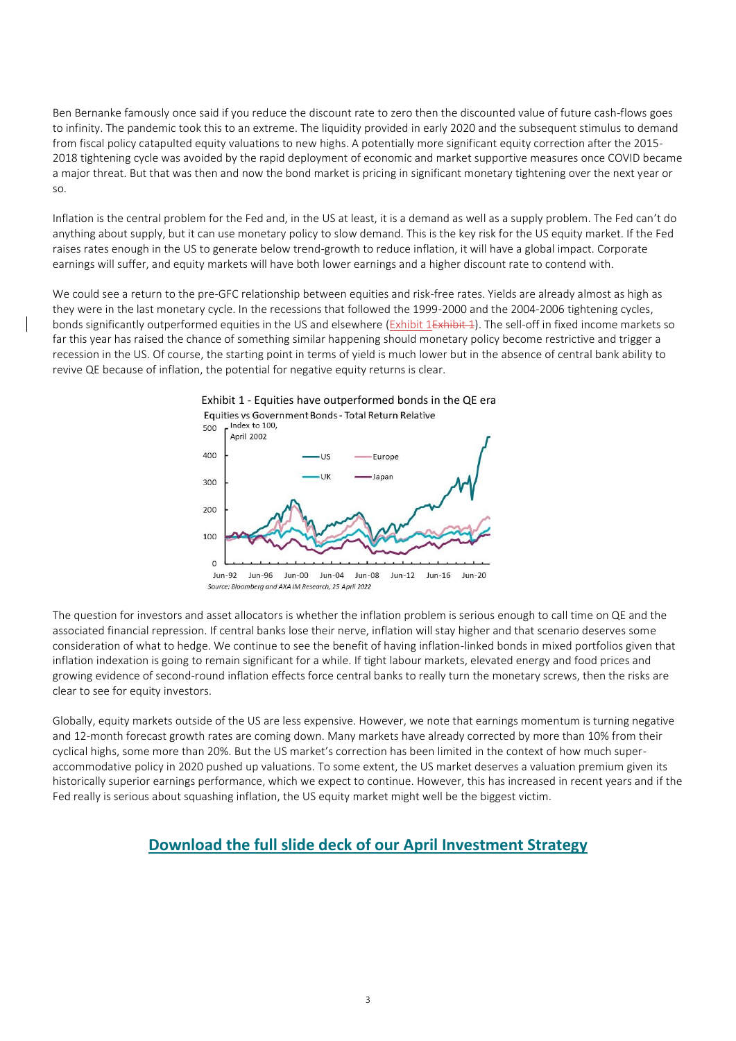Ben Bernanke famously once said if you reduce the discount rate to zero then the discounted value of future cash-flows goes to infinity. The pandemic took this to an extreme. The liquidity provided in early 2020 and the subsequent stimulus to demand from fiscal policy catapulted equity valuations to new highs. A potentially more significant equity correction after the 2015-2018 tightening cycle was avoided by the rapid deployment of economic and market supportive measures once COVID became a major threat. But that was then and now the bond market is pricing in significant monetary tightening over the next year or so.

Inflation is the central problem for the Fed and, in the US at least, it is a demand as well as a supply problem. The Fed can't do anything about supply, but it can use monetary policy to slow demand. This is the key risk for the US equity market. If the Fed raises rates enough in the US to generate below trend-growth to reduce inflation, it will have a global impact. Corporate earnings will suffer, and equity markets will have both lower earnings and a higher discount rate to contend with.

We could see a return to the pre-GFC relationship between equities and risk-free rates. Yields are already almost as high as they were in the last monetary cycle. In the recessions that followed the 1999-2000 and the 2004-2006 tightening cycles, bonds significantly outperformed equities in the US and elsewhere (Exhibit 1). The sell-off in fixed income markets so far this year has raised the chance of something similar happening should monetary policy become restrictive and trigger a recession in the US. Of course, the starting point in terms of yield is much lower but in the absence of central bank ability to revive QE because of inflation, the potential for negative equity returns is clear.

Exhibit 1 - Equities have outperformed bonds in the QE era

Equities vs Government Bonds - Total Return Relative

Index to 100, April 2002

Source: Bloomberg and AXA IM Research, 25 April 2022

The question for investors and asset allocators is whether the inflation problem is serious enough to call time on QE and the associated financial repression. If central banks lose their nerve, inflation will stay higher and that scenario deserves some consideration of what to hedge. We continue to see the benefit of having inflation-linked bonds in mixed portfolios given that inflation indexation is going to remain significant for a while. If tight labour markets, elevated energy and food prices and growing evidence of second-round inflation effects force central banks to really turn the monetary screws, then the risks are clear to see for equity investors.

Globally, equity markets outside of the US are less expensive. However, we note that earnings momentum is turning negative and 12-month forecast growth rates are coming down. Many markets have already corrected by more than 10% from their cyclical highs, some more than 20%. But the US market's correction has been limited in the context of how much super-accommodative policy in 2020 pushed up valuations. To some extent, the US market deserves a valuation premium given its historically superior earnings performance, which we expect to continue. However, this has increased in recent years and if the Fed really is serious about squashing inflation, the US equity market might well be the biggest victim.

## Download the full slide deck of our April Investment Strategy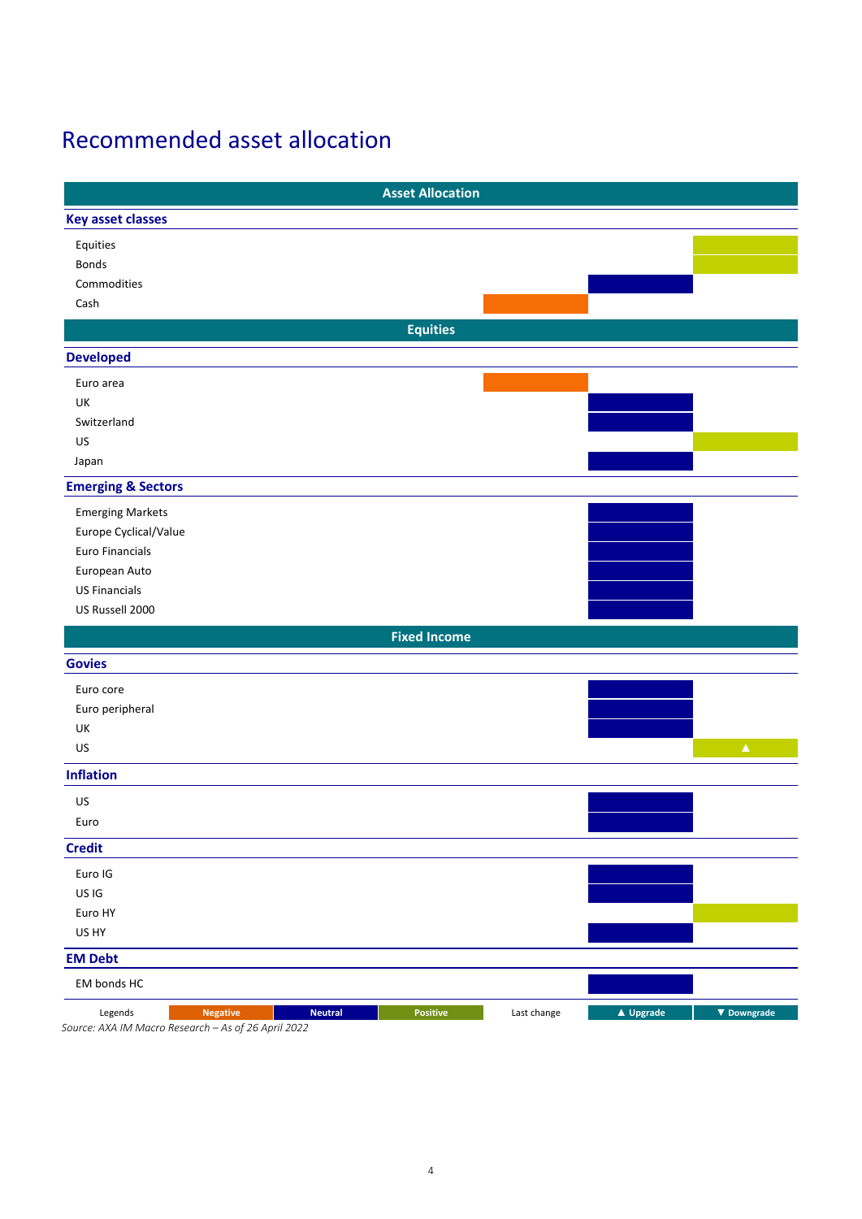# Recommended asset allocation

| Asset Allocation | Negative | Neutral | Positive |
|---|---|---|---|
| **Key asset classes** | | | |
| Equities | | | Positive |
| Bonds | | | Positive |
| Commodities | | Neutral | |
| Cash | Negative | | |
| **Equities** | | | |
| **Developed** | | | |
| Euro area | Negative | | |
| UK | | Neutral | |
| Switzerland | | Neutral | |
| US | | | Positive |
| Japan | | Neutral | |
| **Emerging & Sectors** | | | |
| Emerging Markets | | Neutral | |
| Europe Cyclical/Value | | Neutral | |
| Euro Financials | | Neutral | |
| European Auto | | Neutral | |
| US Financials | | Neutral | |
| US Russell 2000 | | Neutral | |
| **Fixed Income** | | | |
| **Govies** | | | |
| Euro core | | Neutral | |
| Euro peripheral | | Neutral | |
| UK | | Neutral | |
| US | | | Positive ▲ |
| **Inflation** | | | |
| US | | Neutral | |
| Euro | | Neutral | |
| **Credit** | | | |
| Euro IG | | Neutral | |
| US IG | | Neutral | |
| Euro HY | | | Positive |
| US HY | | Neutral | |
| **EM Debt** | | | |
| EM bonds HC | | Neutral | |

Legends: Negative | Neutral | Positive — Last change: ▲ Upgrade | ▼ Downgrade

*Source: AXA IM Macro Research – As of 26 April 2022*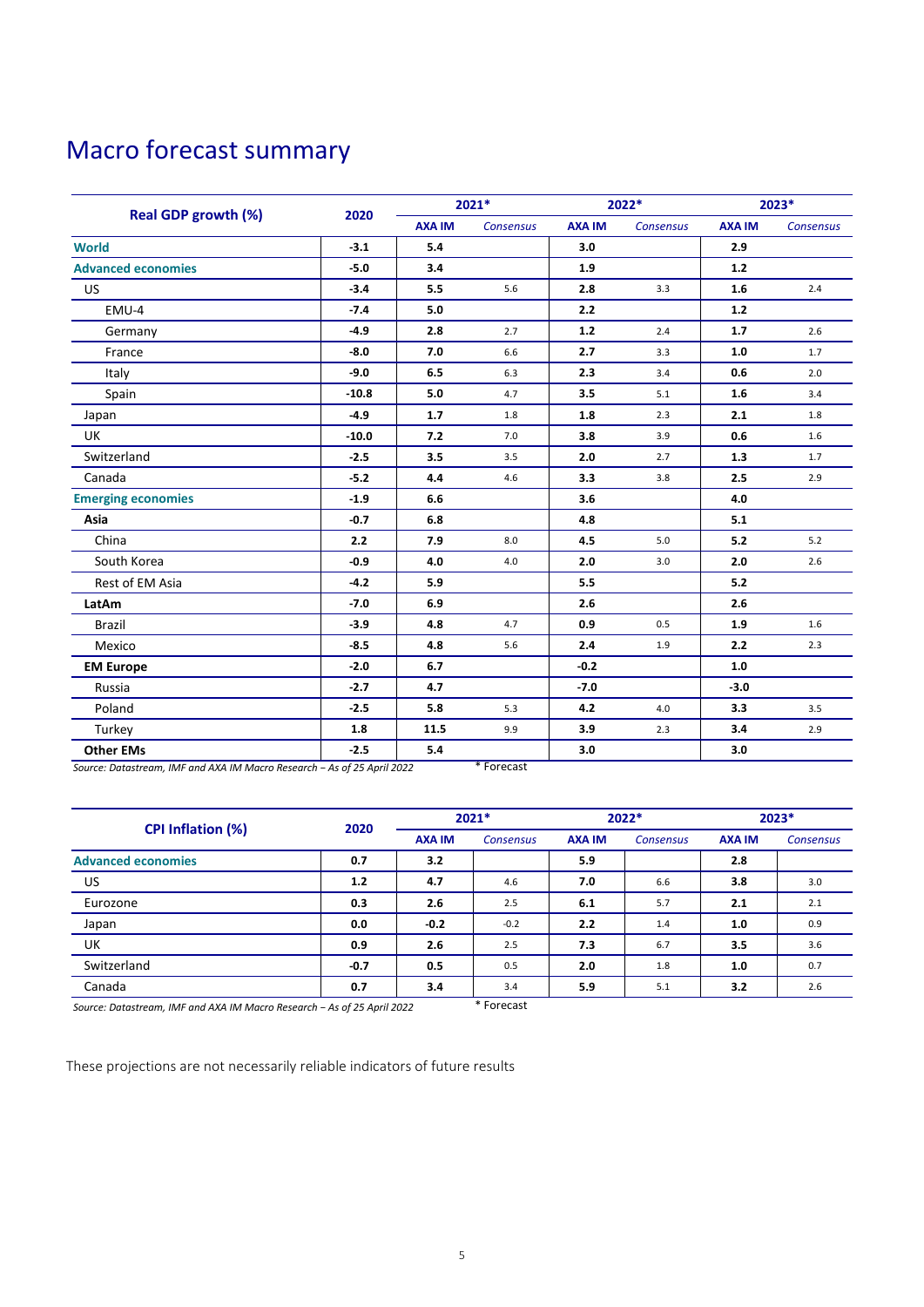# Macro forecast summary

| Real GDP growth (%) | 2020 | 2021* | | 2022* | | 2023* | |
|---|---|---|---|---|---|---|---|
| | | AXA IM | Consensus | AXA IM | Consensus | AXA IM | Consensus |
| **World** | **-3.1** | **5.4** | | **3.0** | | **2.9** | |
| **Advanced economies** | **-5.0** | **3.4** | | **1.9** | | **1.2** | |
| US | **-3.4** | **5.5** | 5.6 | **2.8** | 3.3 | **1.6** | 2.4 |
| EMU-4 | **-7.4** | **5.0** | | **2.2** | | **1.2** | |
| Germany | **-4.9** | **2.8** | 2.7 | **1.2** | 2.4 | **1.7** | 2.6 |
| France | **-8.0** | **7.0** | 6.6 | **2.7** | 3.3 | **1.0** | 1.7 |
| Italy | **-9.0** | **6.5** | 6.3 | **2.3** | 3.4 | **0.6** | 2.0 |
| Spain | **-10.8** | **5.0** | 4.7 | **3.5** | 5.1 | **1.6** | 3.4 |
| Japan | **-4.9** | **1.7** | 1.8 | **1.8** | 2.3 | **2.1** | 1.8 |
| UK | **-10.0** | **7.2** | 7.0 | **3.8** | 3.9 | **0.6** | 1.6 |
| Switzerland | **-2.5** | **3.5** | 3.5 | **2.0** | 2.7 | **1.3** | 1.7 |
| Canada | **-5.2** | **4.4** | 4.6 | **3.3** | 3.8 | **2.5** | 2.9 |
| **Emerging economies** | **-1.9** | **6.6** | | **3.6** | | **4.0** | |
| **Asia** | **-0.7** | **6.8** | | **4.8** | | **5.1** | |
| China | **2.2** | **7.9** | 8.0 | **4.5** | 5.0 | **5.2** | 5.2 |
| South Korea | **-0.9** | **4.0** | 4.0 | **2.0** | 3.0 | **2.0** | 2.6 |
| Rest of EM Asia | **-4.2** | **5.9** | | **5.5** | | **5.2** | |
| **LatAm** | **-7.0** | **6.9** | | **2.6** | | **2.6** | |
| Brazil | **-3.9** | **4.8** | 4.7 | **0.9** | 0.5 | **1.9** | 1.6 |
| Mexico | **-8.5** | **4.8** | 5.6 | **2.4** | 1.9 | **2.2** | 2.3 |
| **EM Europe** | **-2.0** | **6.7** | | **-0.2** | | **1.0** | |
| Russia | **-2.7** | **4.7** | | **-7.0** | | **-3.0** | |
| Poland | **-2.5** | **5.8** | 5.3 | **4.2** | 4.0 | **3.3** | 3.5 |
| Turkey | **1.8** | **11.5** | 9.9 | **3.9** | 2.3 | **3.4** | 2.9 |
| **Other EMs** | **-2.5** | **5.4** | | **3.0** | | **3.0** | |

*Source: Datastream, IMF and AXA IM Macro Research – As of 25 April 2022* * Forecast

| CPI Inflation (%) | 2020 | 2021* | | 2022* | | 2023* | |
|---|---|---|---|---|---|---|---|
| | | AXA IM | Consensus | AXA IM | Consensus | AXA IM | Consensus |
| **Advanced economies** | **0.7** | **3.2** | | **5.9** | | **2.8** | |
| US | **1.2** | **4.7** | 4.6 | **7.0** | 6.6 | **3.8** | 3.0 |
| Eurozone | **0.3** | **2.6** | 2.5 | **6.1** | 5.7 | **2.1** | 2.1 |
| Japan | **0.0** | **-0.2** | -0.2 | **2.2** | 1.4 | **1.0** | 0.9 |
| UK | **0.9** | **2.6** | 2.5 | **7.3** | 6.7 | **3.5** | 3.6 |
| Switzerland | **-0.7** | **0.5** | 0.5 | **2.0** | 1.8 | **1.0** | 0.7 |
| Canada | **0.7** | **3.4** | 3.4 | **5.9** | 5.1 | **3.2** | 2.6 |

*Source: Datastream, IMF and AXA IM Macro Research – As of 25 April 2022* * Forecast

These projections are not necessarily reliable indicators of future results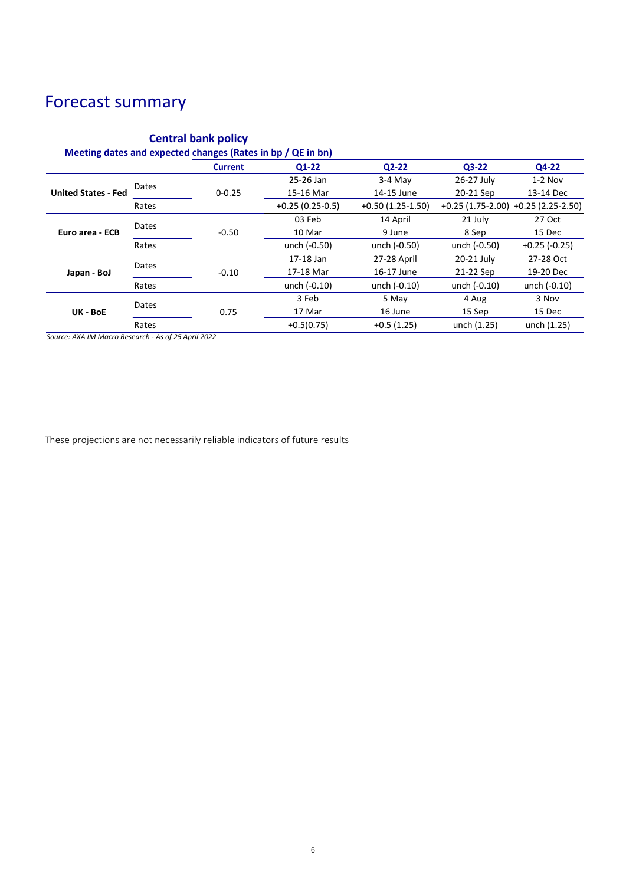# Forecast summary

| Central bank policy | | | | | | |
|---|---|---|---|---|---|---|
| **Meeting dates and expected changes (Rates in bp / QE in bn)** | | | | | | |
| | | **Current** | **Q1-22** | **Q2-22** | **Q3-22** | **Q4-22** |
| **United States - Fed** | Dates | 0-0.25 | 25-26 Jan<br>15-16 Mar | 3-4 May<br>14-15 June | 26-27 July<br>20-21 Sep | 1-2 Nov<br>13-14 Dec |
| | Rates | | +0.25 (0.25-0.5) | +0.50 (1.25-1.50) | +0.25 (1.75-2.00) | +0.25 (2.25-2.50) |
| **Euro area - ECB** | Dates | -0.50 | 03 Feb<br>10 Mar | 14 April<br>9 June | 21 July<br>8 Sep | 27 Oct<br>15 Dec |
| | Rates | | unch (-0.50) | unch (-0.50) | unch (-0.50) | +0.25 (-0.25) |
| **Japan - BoJ** | Dates | -0.10 | 17-18 Jan<br>17-18 Mar | 27-28 April<br>16-17 June | 20-21 July<br>21-22 Sep | 27-28 Oct<br>19-20 Dec |
| | Rates | | unch (-0.10) | unch (-0.10) | unch (-0.10) | unch (-0.10) |
| **UK - BoE** | Dates | 0.75 | 3 Feb<br>17 Mar | 5 May<br>16 June | 4 Aug<br>15 Sep | 3 Nov<br>15 Dec |
| | Rates | | +0.5(0.75) | +0.5 (1.25) | unch (1.25) | unch (1.25) |

*Source: AXA IM Macro Research - As of 25 April 2022*

These projections are not necessarily reliable indicators of future results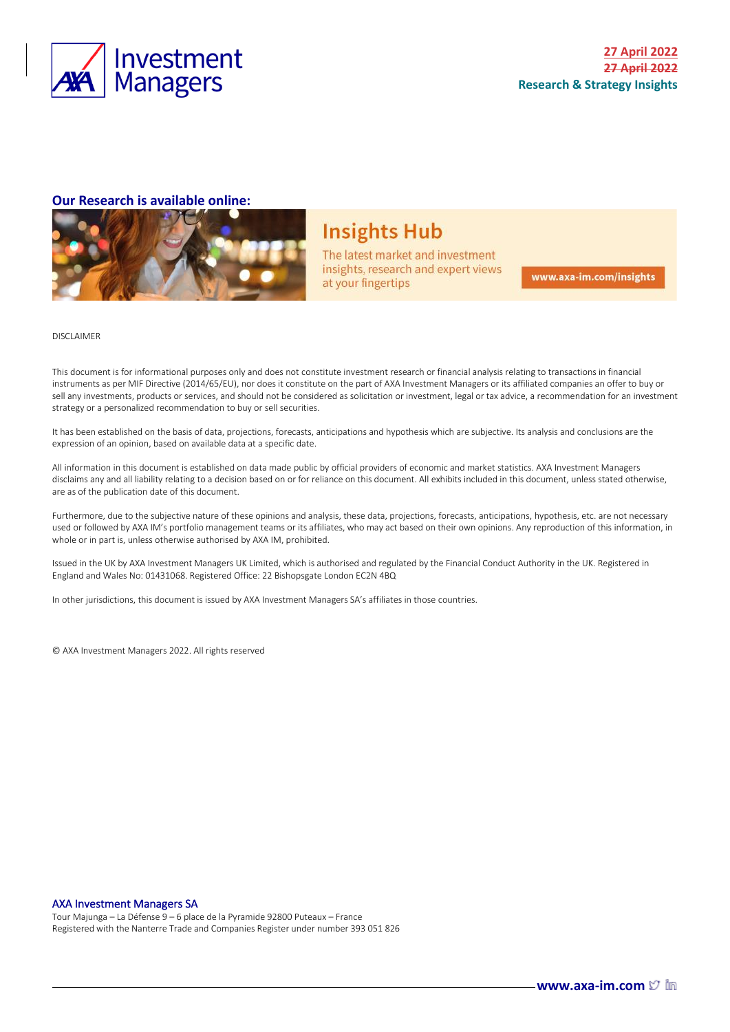27 April 2022

~~27 April 2022~~

**Research & Strategy Insights**

## Our Research is available online:

# Insights Hub

The latest market and investment insights, research and expert views at your fingertips

www.axa-im.com/insights

DISCLAIMER

This document is for informational purposes only and does not constitute investment research or financial analysis relating to transactions in financial instruments as per MIF Directive (2014/65/EU), nor does it constitute on the part of AXA Investment Managers or its affiliated companies an offer to buy or sell any investments, products or services, and should not be considered as solicitation or investment, legal or tax advice, a recommendation for an investment strategy or a personalized recommendation to buy or sell securities.

It has been established on the basis of data, projections, forecasts, anticipations and hypothesis which are subjective. Its analysis and conclusions are the expression of an opinion, based on available data at a specific date.

All information in this document is established on data made public by official providers of economic and market statistics. AXA Investment Managers disclaims any and all liability relating to a decision based on or for reliance on this document. All exhibits included in this document, unless stated otherwise, are as of the publication date of this document.

Furthermore, due to the subjective nature of these opinions and analysis, these data, projections, forecasts, anticipations, hypothesis, etc. are not necessary used or followed by AXA IM's portfolio management teams or its affiliates, who may act based on their own opinions. Any reproduction of this information, in whole or in part is, unless otherwise authorised by AXA IM, prohibited.

Issued in the UK by AXA Investment Managers UK Limited, which is authorised and regulated by the Financial Conduct Authority in the UK. Registered in England and Wales No: 01431068. Registered Office: 22 Bishopsgate London EC2N 4BQ

In other jurisdictions, this document is issued by AXA Investment Managers SA's affiliates in those countries.

© AXA Investment Managers 2022. All rights reserved

AXA Investment Managers SA

Tour Majunga – La Défense 9 – 6 place de la Pyramide 92800 Puteaux – France

Registered with the Nanterre Trade and Companies Register under number 393 051 826